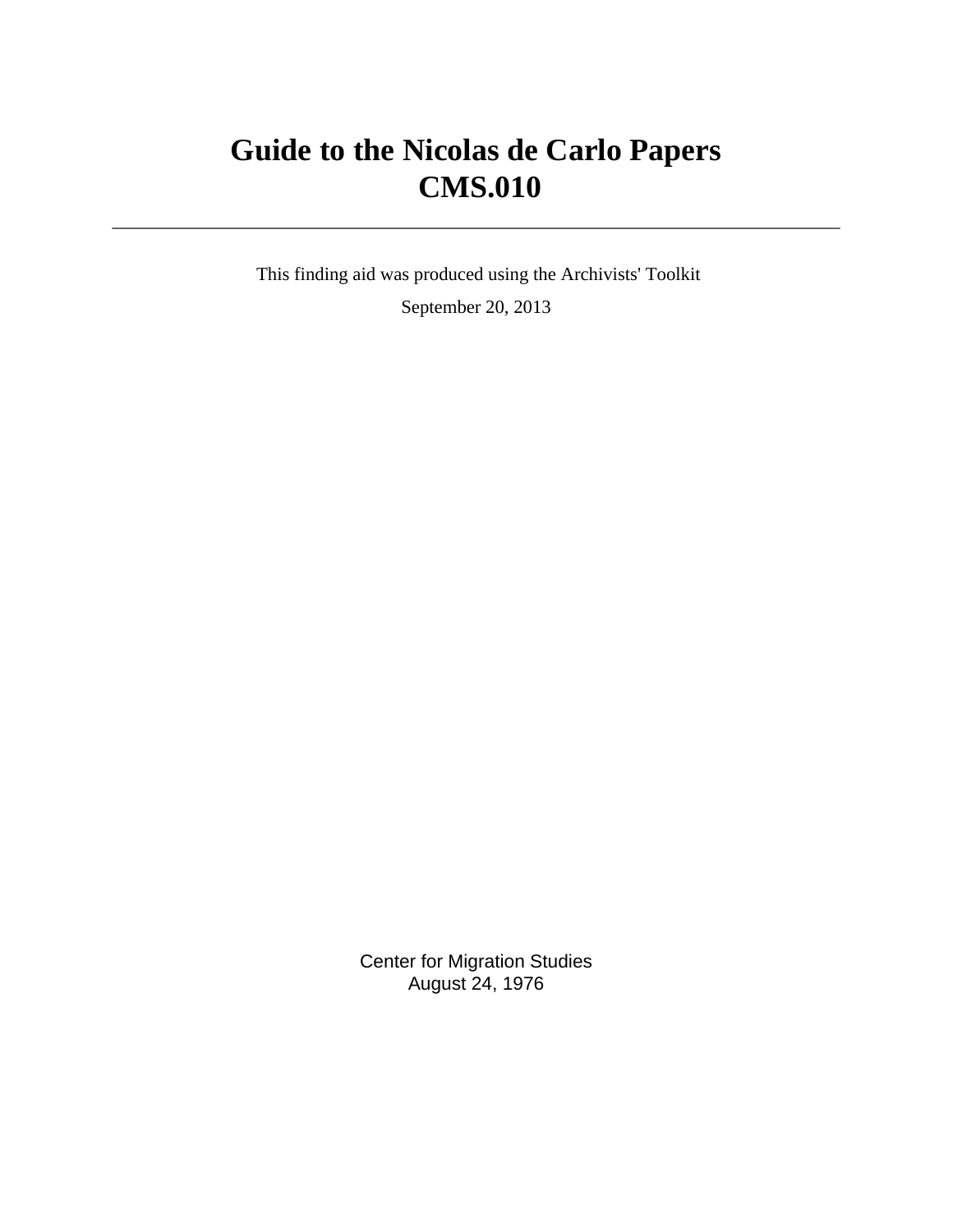# Guide to the Nicolas de Carlo Papers
# CMS.010

---

This finding aid was produced using the Archivists' Toolkit

September 20, 2013

Center for Migration Studies
August 24, 1976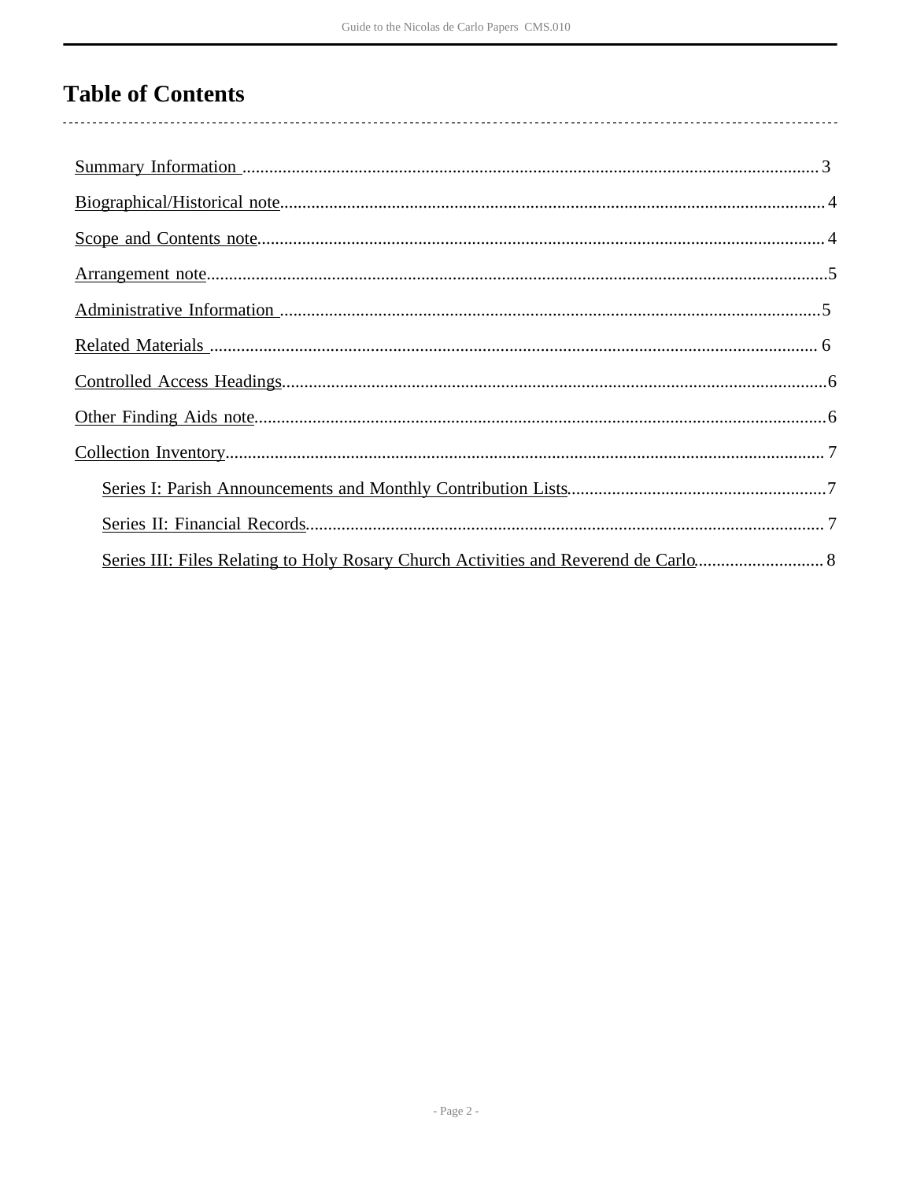# Table of Contents

- Summary Information ..... 3
- Biographical/Historical note..... 4
- Scope and Contents note..... 4
- Arrangement note..... 5
- Administrative Information ..... 5
- Related Materials ..... 6
- Controlled Access Headings..... 6
- Other Finding Aids note..... 6
- Collection Inventory..... 7
    - Series I: Parish Announcements and Monthly Contribution Lists..... 7
    - Series II: Financial Records..... 7
    - Series III: Files Relating to Holy Rosary Church Activities and Reverend de Carlo..... 8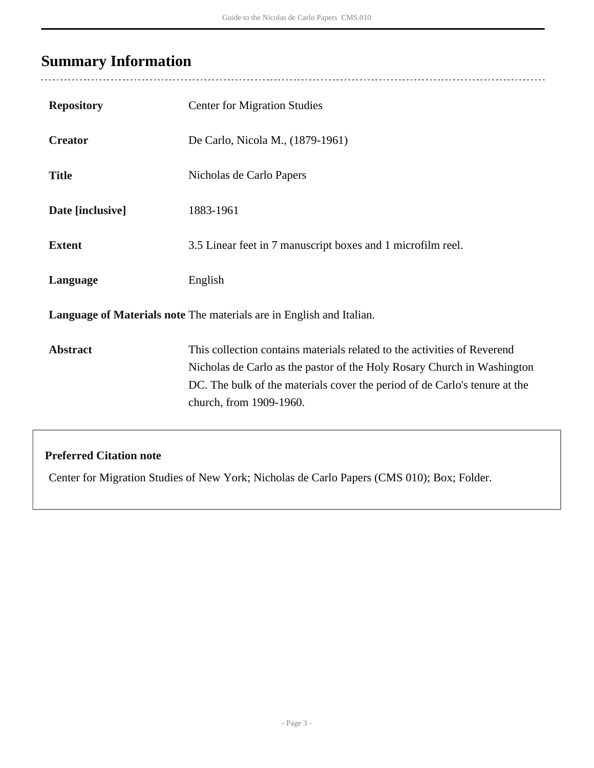## Summary Information

| | |
|---|---|
| **Repository** | Center for Migration Studies |
| **Creator** | De Carlo, Nicola M., (1879-1961) |
| **Title** | Nicholas de Carlo Papers |
| **Date [inclusive]** | 1883-1961 |
| **Extent** | 3.5 Linear feet in 7 manuscript boxes and 1 microfilm reel. |
| **Language** | English |
| **Language of Materials note** | The materials are in English and Italian. |
| **Abstract** | This collection contains materials related to the activities of Reverend Nicholas de Carlo as the pastor of the Holy Rosary Church in Washington DC. The bulk of the materials cover the period of de Carlo's tenure at the church, from 1909-1960. |

**Preferred Citation note**

Center for Migration Studies of New York; Nicholas de Carlo Papers (CMS 010); Box; Folder.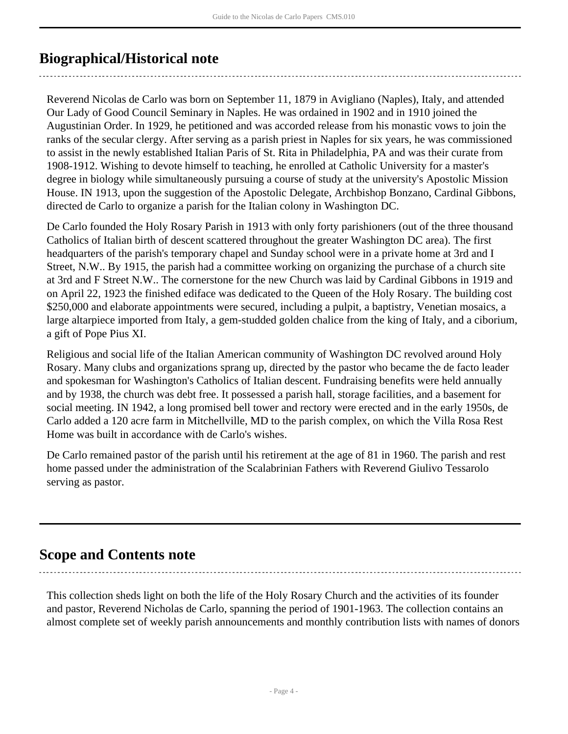## Biographical/Historical note

Reverend Nicolas de Carlo was born on September 11, 1879 in Avigliano (Naples), Italy, and attended Our Lady of Good Council Seminary in Naples. He was ordained in 1902 and in 1910 joined the Augustinian Order. In 1929, he petitioned and was accorded release from his monastic vows to join the ranks of the secular clergy. After serving as a parish priest in Naples for six years, he was commissioned to assist in the newly established Italian Paris of St. Rita in Philadelphia, PA and was their curate from 1908-1912. Wishing to devote himself to teaching, he enrolled at Catholic University for a master's degree in biology while simultaneously pursuing a course of study at the university's Apostolic Mission House. IN 1913, upon the suggestion of the Apostolic Delegate, Archbishop Bonzano, Cardinal Gibbons, directed de Carlo to organize a parish for the Italian colony in Washington DC.

De Carlo founded the Holy Rosary Parish in 1913 with only forty parishioners (out of the three thousand Catholics of Italian birth of descent scattered throughout the greater Washington DC area). The first headquarters of the parish's temporary chapel and Sunday school were in a private home at 3rd and I Street, N.W.. By 1915, the parish had a committee working on organizing the purchase of a church site at 3rd and F Street N.W.. The cornerstone for the new Church was laid by Cardinal Gibbons in 1919 and on April 22, 1923 the finished ediface was dedicated to the Queen of the Holy Rosary. The building cost $250,000 and elaborate appointments were secured, including a pulpit, a baptistry, Venetian mosaics, a large altarpiece imported from Italy, a gem-studded golden chalice from the king of Italy, and a ciborium, a gift of Pope Pius XI.

Religious and social life of the Italian American community of Washington DC revolved around Holy Rosary. Many clubs and organizations sprang up, directed by the pastor who became the de facto leader and spokesman for Washington's Catholics of Italian descent. Fundraising benefits were held annually and by 1938, the church was debt free. It possessed a parish hall, storage facilities, and a basement for social meeting. IN 1942, a long promised bell tower and rectory were erected and in the early 1950s, de Carlo added a 120 acre farm in Mitchellville, MD to the parish complex, on which the Villa Rosa Rest Home was built in accordance with de Carlo's wishes.

De Carlo remained pastor of the parish until his retirement at the age of 81 in 1960. The parish and rest home passed under the administration of the Scalabrinian Fathers with Reverend Giulivo Tessarolo serving as pastor.

## Scope and Contents note

This collection sheds light on both the life of the Holy Rosary Church and the activities of its founder and pastor, Reverend Nicholas de Carlo, spanning the period of 1901-1963. The collection contains an almost complete set of weekly parish announcements and monthly contribution lists with names of donors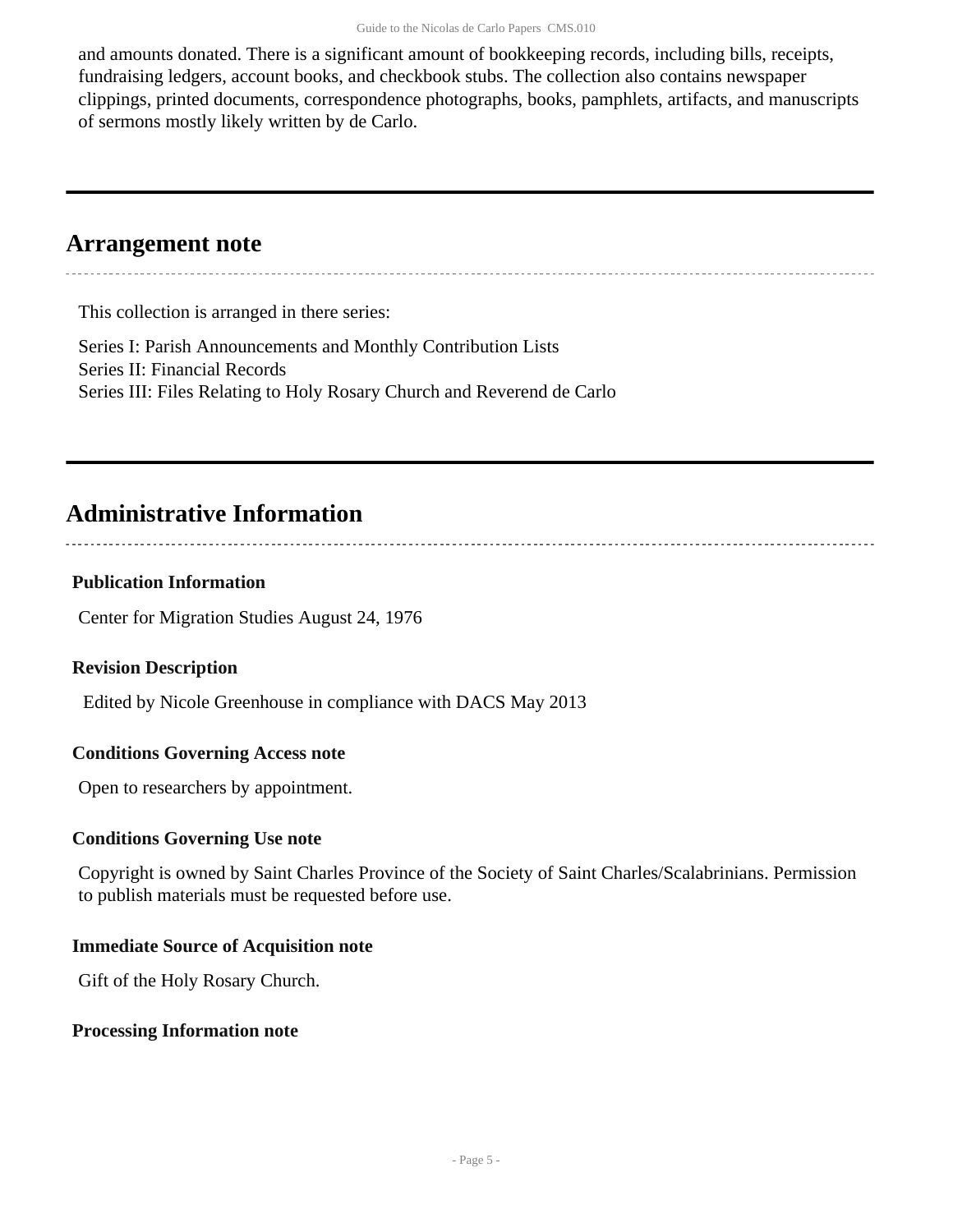and amounts donated. There is a significant amount of bookkeeping records, including bills, receipts, fundraising ledgers, account books, and checkbook stubs. The collection also contains newspaper clippings, printed documents, correspondence photographs, books, pamphlets, artifacts, and manuscripts of sermons mostly likely written by de Carlo.

## Arrangement note

This collection is arranged in there series:

Series I: Parish Announcements and Monthly Contribution Lists
Series II: Financial Records
Series III: Files Relating to Holy Rosary Church and Reverend de Carlo

## Administrative Information

### Publication Information

Center for Migration Studies August 24, 1976

### Revision Description

Edited by Nicole Greenhouse in compliance with DACS May 2013

### Conditions Governing Access note

Open to researchers by appointment.

### Conditions Governing Use note

Copyright is owned by Saint Charles Province of the Society of Saint Charles/Scalabrinians. Permission to publish materials must be requested before use.

### Immediate Source of Acquisition note

Gift of the Holy Rosary Church.

### Processing Information note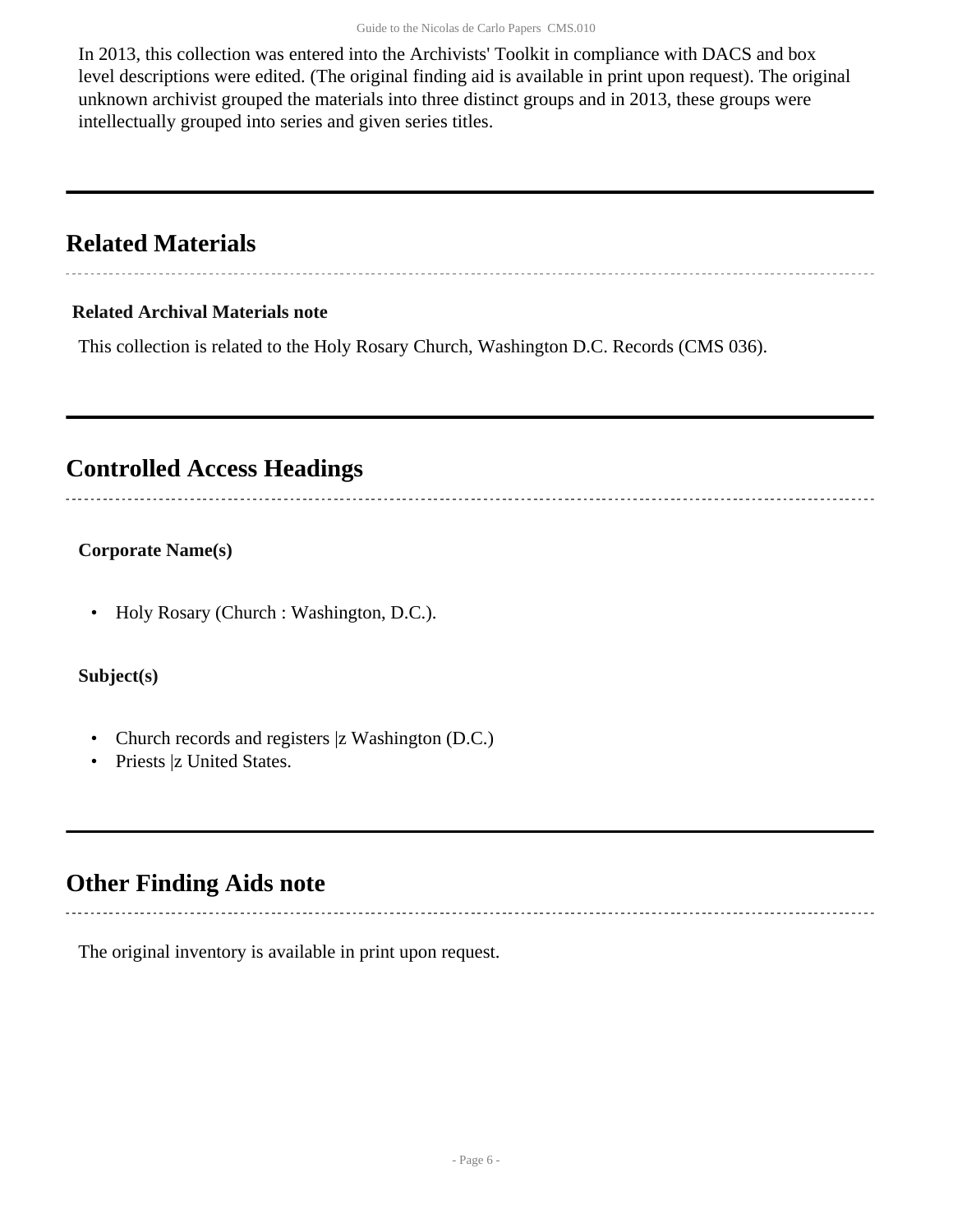In 2013, this collection was entered into the Archivists' Toolkit in compliance with DACS and box level descriptions were edited. (The original finding aid is available in print upon request). The original unknown archivist grouped the materials into three distinct groups and in 2013, these groups were intellectually grouped into series and given series titles.

## Related Materials

**Related Archival Materials note**

This collection is related to the Holy Rosary Church, Washington D.C. Records (CMS 036).

## Controlled Access Headings

**Corporate Name(s)**

- Holy Rosary (Church : Washington, D.C.).

**Subject(s)**

- Church records and registers |z Washington (D.C.)
- Priests |z United States.

## Other Finding Aids note

The original inventory is available in print upon request.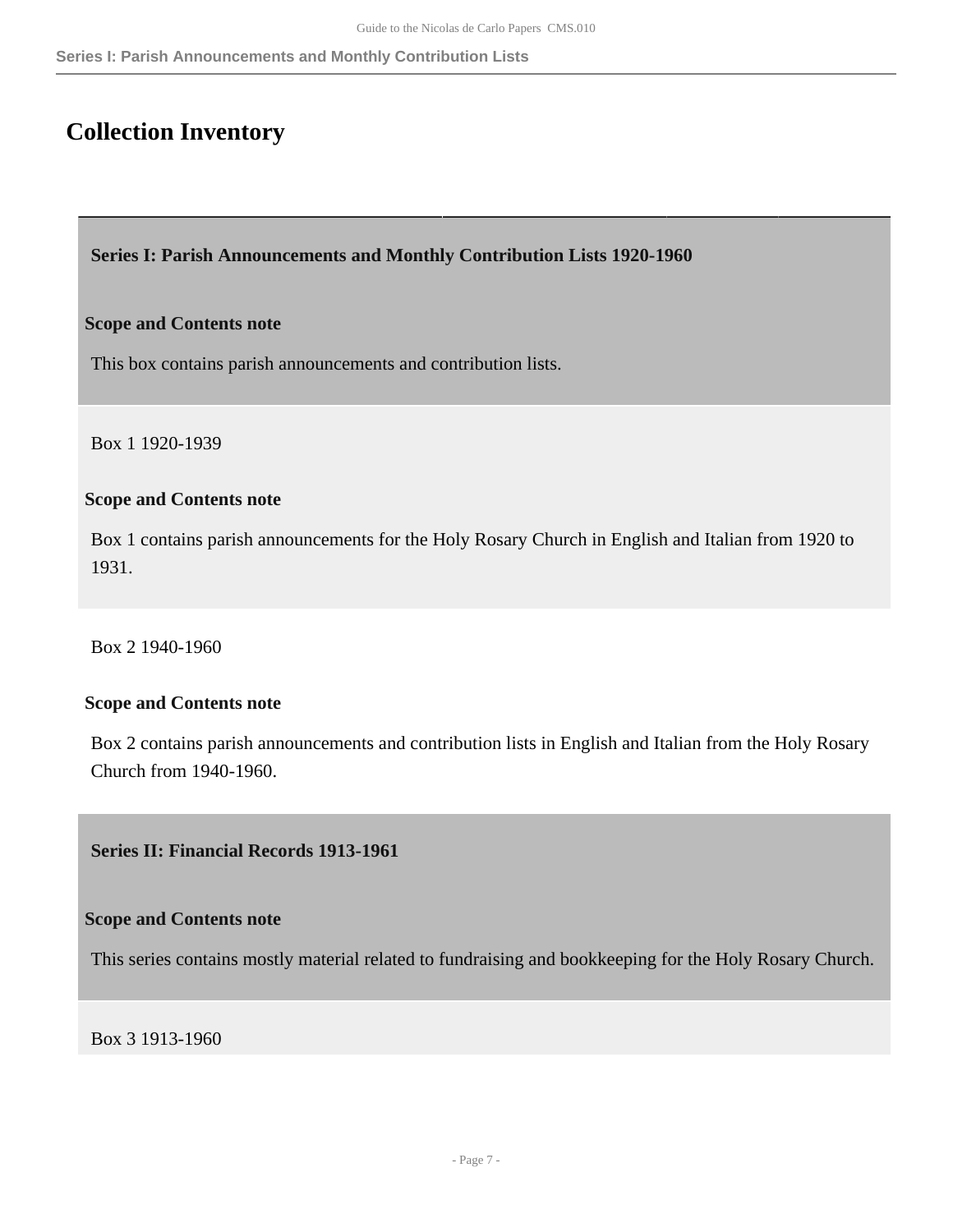# Collection Inventory

## Series I: Parish Announcements and Monthly Contribution Lists 1920-1960

**Scope and Contents note**

This box contains parish announcements and contribution lists.

### Box 1 1920-1939

**Scope and Contents note**

Box 1 contains parish announcements for the Holy Rosary Church in English and Italian from 1920 to 1931.

### Box 2 1940-1960

**Scope and Contents note**

Box 2 contains parish announcements and contribution lists in English and Italian from the Holy Rosary Church from 1940-1960.

## Series II: Financial Records 1913-1961

**Scope and Contents note**

This series contains mostly material related to fundraising and bookkeeping for the Holy Rosary Church.

### Box 3 1913-1960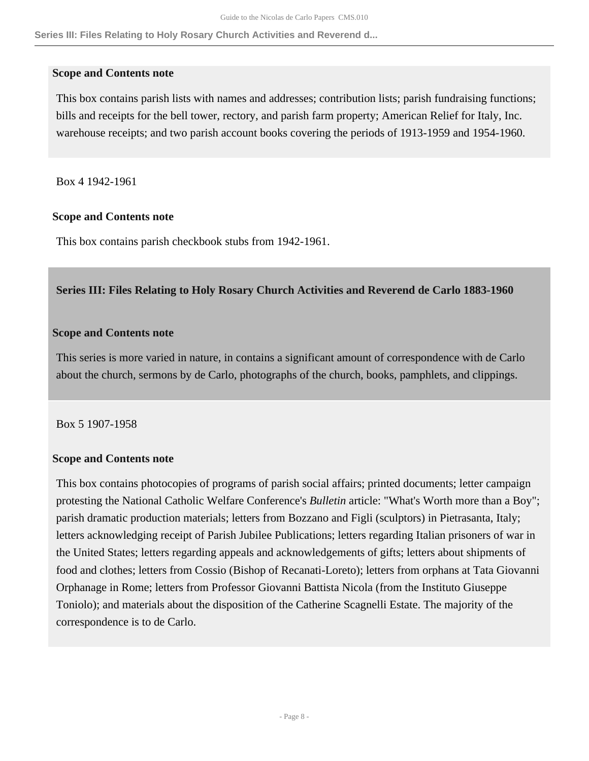### Scope and Contents note

This box contains parish lists with names and addresses; contribution lists; parish fundraising functions; bills and receipts for the bell tower, rectory, and parish farm property; American Relief for Italy, Inc. warehouse receipts; and two parish account books covering the periods of 1913-1959 and 1954-1960.

Box 4 1942-1961

### Scope and Contents note

This box contains parish checkbook stubs from 1942-1961.

## Series III: Files Relating to Holy Rosary Church Activities and Reverend de Carlo 1883-1960

### Scope and Contents note

This series is more varied in nature, in contains a significant amount of correspondence with de Carlo about the church, sermons by de Carlo, photographs of the church, books, pamphlets, and clippings.

Box 5 1907-1958

### Scope and Contents note

This box contains photocopies of programs of parish social affairs; printed documents; letter campaign protesting the National Catholic Welfare Conference's *Bulletin* article: "What's Worth more than a Boy"; parish dramatic production materials; letters from Bozzano and Figli (sculptors) in Pietrasanta, Italy; letters acknowledging receipt of Parish Jubilee Publications; letters regarding Italian prisoners of war in the United States; letters regarding appeals and acknowledgements of gifts; letters about shipments of food and clothes; letters from Cossio (Bishop of Recanati-Loreto); letters from orphans at Tata Giovanni Orphanage in Rome; letters from Professor Giovanni Battista Nicola (from the Instituto Giuseppe Toniolo); and materials about the disposition of the Catherine Scagnelli Estate. The majority of the correspondence is to de Carlo.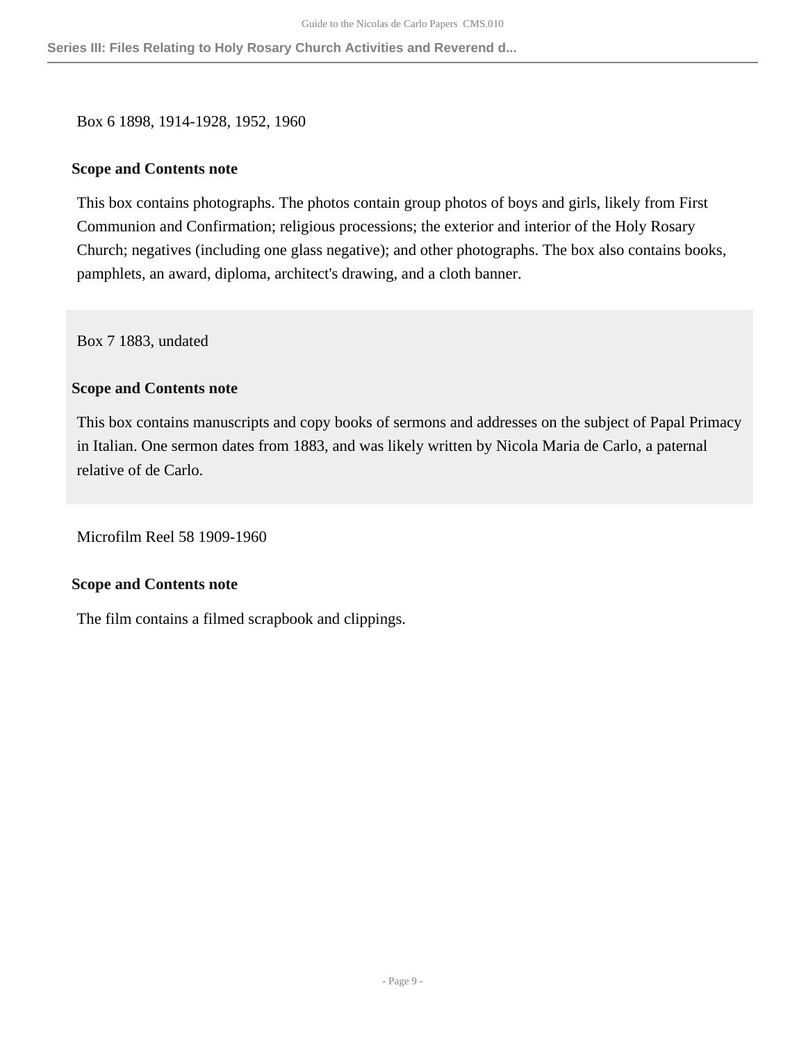Box 6 1898, 1914-1928, 1952, 1960

**Scope and Contents note**

This box contains photographs. The photos contain group photos of boys and girls, likely from First Communion and Confirmation; religious processions; the exterior and interior of the Holy Rosary Church; negatives (including one glass negative); and other photographs. The box also contains books, pamphlets, an award, diploma, architect's drawing, and a cloth banner.

Box 7 1883, undated

**Scope and Contents note**

This box contains manuscripts and copy books of sermons and addresses on the subject of Papal Primacy in Italian. One sermon dates from 1883, and was likely written by Nicola Maria de Carlo, a paternal relative of de Carlo.

Microfilm Reel 58 1909-1960

**Scope and Contents note**

The film contains a filmed scrapbook and clippings.